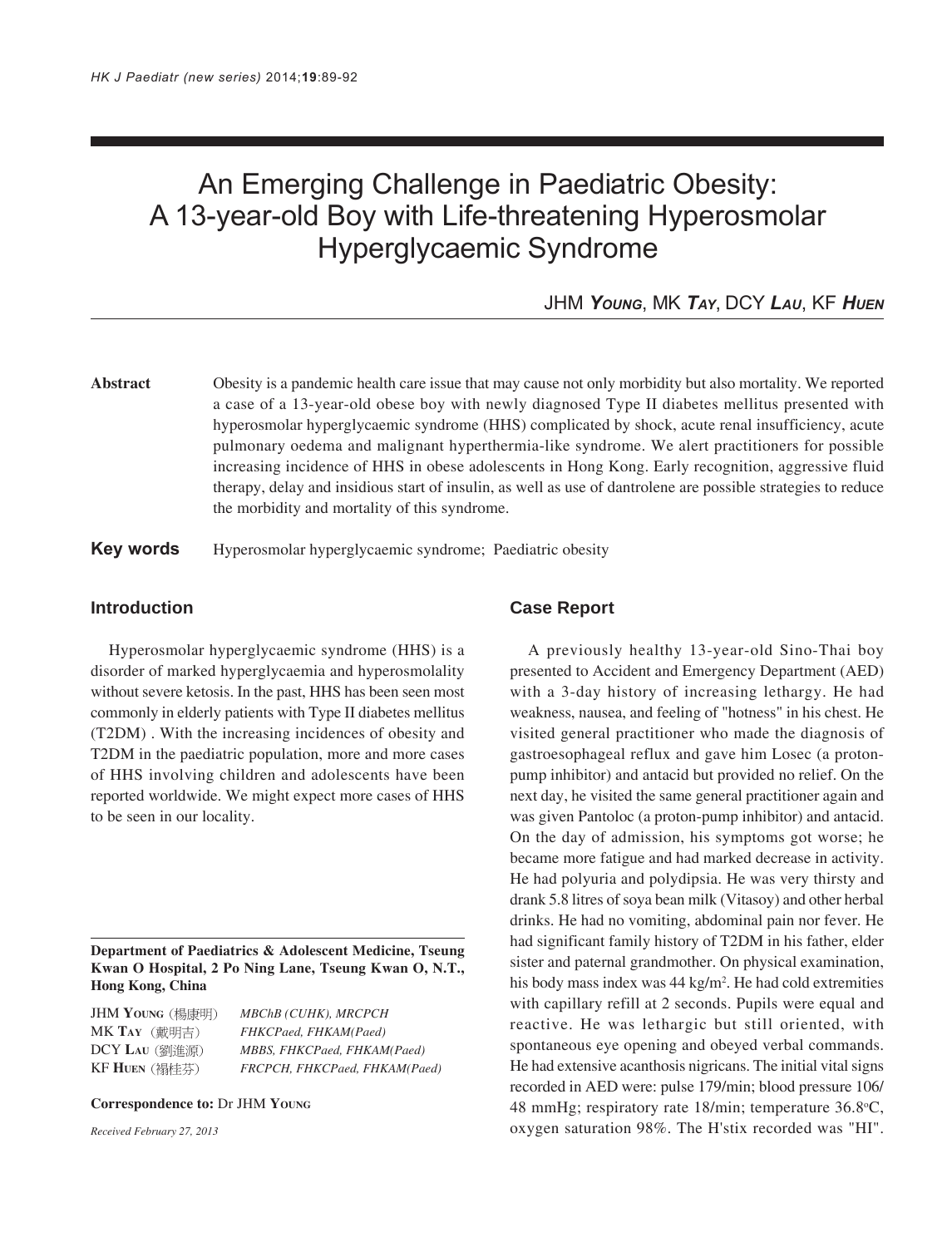# An Emerging Challenge in Paediatric Obesity: A 13-year-old Boy with Life-threatening Hyperosmolar Hyperglycaemic Syndrome

JHM ***Young***, MK ***Tay***, DCY ***Lau***, KF ***Huen***

**Abstract** Obesity is a pandemic health care issue that may cause not only morbidity but also mortality. We reported a case of a 13-year-old obese boy with newly diagnosed Type II diabetes mellitus presented with hyperosmolar hyperglycaemic syndrome (HHS) complicated by shock, acute renal insufficiency, acute pulmonary oedema and malignant hyperthermia-like syndrome. We alert practitioners for possible increasing incidence of HHS in obese adolescents in Hong Kong. Early recognition, aggressive fluid therapy, delay and insidious start of insulin, as well as use of dantrolene are possible strategies to reduce the morbidity and mortality of this syndrome.

**Key words** Hyperosmolar hyperglycaemic syndrome; Paediatric obesity

## Introduction

Hyperosmolar hyperglycaemic syndrome (HHS) is a disorder of marked hyperglycaemia and hyperosmolality without severe ketosis. In the past, HHS has been seen most commonly in elderly patients with Type II diabetes mellitus (T2DM) . With the increasing incidences of obesity and T2DM in the paediatric population, more and more cases of HHS involving children and adolescents have been reported worldwide. We might expect more cases of HHS to be seen in our locality.

**Department of Paediatrics & Adolescent Medicine, Tseung Kwan O Hospital, 2 Po Ning Lane, Tseung Kwan O, N.T., Hong Kong, China**

JHM Young (楊康明) *MBChB (CUHK), MRCPCH*
MK Tay (戴明吉) *FHKCPaed, FHKAM(Paed)*
DCY Lau (劉進源) *MBBS, FHKCPaed, FHKAM(Paed)*
KF Huen (禤桂芬) *FRCPCH, FHKCPaed, FHKAM(Paed)*

**Correspondence to:** Dr JHM Young

*Received February 27, 2013*

## Case Report

A previously healthy 13-year-old Sino-Thai boy presented to Accident and Emergency Department (AED) with a 3-day history of increasing lethargy. He had weakness, nausea, and feeling of "hotness" in his chest. He visited general practitioner who made the diagnosis of gastroesophageal reflux and gave him Losec (a proton-pump inhibitor) and antacid but provided no relief. On the next day, he visited the same general practitioner again and was given Pantoloc (a proton-pump inhibitor) and antacid. On the day of admission, his symptoms got worse; he became more fatigue and had marked decrease in activity. He had polyuria and polydipsia. He was very thirsty and drank 5.8 litres of soya bean milk (Vitasoy) and other herbal drinks. He had no vomiting, abdominal pain nor fever. He had significant family history of T2DM in his father, elder sister and paternal grandmother. On physical examination, his body mass index was 44 kg/m$^2$. He had cold extremities with capillary refill at 2 seconds. Pupils were equal and reactive. He was lethargic but still oriented, with spontaneous eye opening and obeyed verbal commands. He had extensive acanthosis nigricans. The initial vital signs recorded in AED were: pulse 179/min; blood pressure 106/48 mmHg; respiratory rate 18/min; temperature 36.8$^o$C, oxygen saturation 98%. The H'stix recorded was "HI".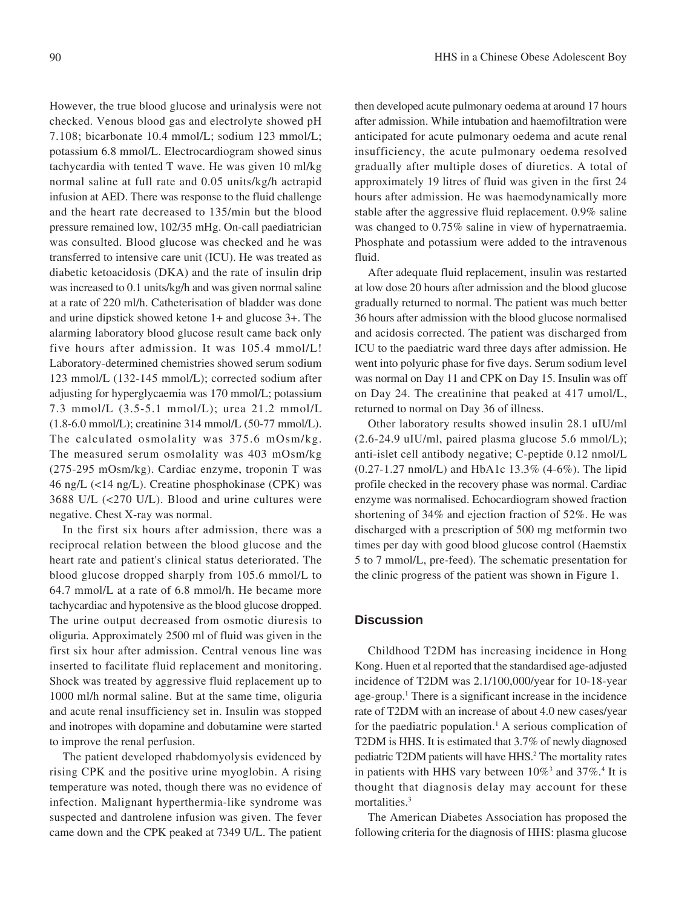However, the true blood glucose and urinalysis were not checked. Venous blood gas and electrolyte showed pH 7.108; bicarbonate 10.4 mmol/L; sodium 123 mmol/L; potassium 6.8 mmol/L. Electrocardiogram showed sinus tachycardia with tented T wave. He was given 10 ml/kg normal saline at full rate and 0.05 units/kg/h actrapid infusion at AED. There was response to the fluid challenge and the heart rate decreased to 135/min but the blood pressure remained low, 102/35 mHg. On-call paediatrician was consulted. Blood glucose was checked and he was transferred to intensive care unit (ICU). He was treated as diabetic ketoacidosis (DKA) and the rate of insulin drip was increased to 0.1 units/kg/h and was given normal saline at a rate of 220 ml/h. Catheterisation of bladder was done and urine dipstick showed ketone 1+ and glucose 3+. The alarming laboratory blood glucose result came back only five hours after admission. It was 105.4 mmol/L! Laboratory-determined chemistries showed serum sodium 123 mmol/L (132-145 mmol/L); corrected sodium after adjusting for hyperglycaemia was 170 mmol/L; potassium 7.3 mmol/L (3.5-5.1 mmol/L); urea 21.2 mmol/L (1.8-6.0 mmol/L); creatinine 314 mmol/L (50-77 mmol/L). The calculated osmolality was 375.6 mOsm/kg. The measured serum osmolality was 403 mOsm/kg (275-295 mOsm/kg). Cardiac enzyme, troponin T was 46 ng/L (<14 ng/L). Creatine phosphokinase (CPK) was 3688 U/L (<270 U/L). Blood and urine cultures were negative. Chest X-ray was normal.

In the first six hours after admission, there was a reciprocal relation between the blood glucose and the heart rate and patient's clinical status deteriorated. The blood glucose dropped sharply from 105.6 mmol/L to 64.7 mmol/L at a rate of 6.8 mmol/h. He became more tachycardiac and hypotensive as the blood glucose dropped. The urine output decreased from osmotic diuresis to oliguria. Approximately 2500 ml of fluid was given in the first six hour after admission. Central venous line was inserted to facilitate fluid replacement and monitoring. Shock was treated by aggressive fluid replacement up to 1000 ml/h normal saline. But at the same time, oliguria and acute renal insufficiency set in. Insulin was stopped and inotropes with dopamine and dobutamine were started to improve the renal perfusion.

The patient developed rhabdomyolysis evidenced by rising CPK and the positive urine myoglobin. A rising temperature was noted, though there was no evidence of infection. Malignant hyperthermia-like syndrome was suspected and dantrolene infusion was given. The fever came down and the CPK peaked at 7349 U/L. The patient then developed acute pulmonary oedema at around 17 hours after admission. While intubation and haemofiltration were anticipated for acute pulmonary oedema and acute renal insufficiency, the acute pulmonary oedema resolved gradually after multiple doses of diuretics. A total of approximately 19 litres of fluid was given in the first 24 hours after admission. He was haemodynamically more stable after the aggressive fluid replacement. 0.9% saline was changed to 0.75% saline in view of hypernatraemia. Phosphate and potassium were added to the intravenous fluid.

After adequate fluid replacement, insulin was restarted at low dose 20 hours after admission and the blood glucose gradually returned to normal. The patient was much better 36 hours after admission with the blood glucose normalised and acidosis corrected. The patient was discharged from ICU to the paediatric ward three days after admission. He went into polyuric phase for five days. Serum sodium level was normal on Day 11 and CPK on Day 15. Insulin was off on Day 24. The creatinine that peaked at 417 umol/L, returned to normal on Day 36 of illness.

Other laboratory results showed insulin 28.1 uIU/ml (2.6-24.9 uIU/ml, paired plasma glucose 5.6 mmol/L); anti-islet cell antibody negative; C-peptide 0.12 nmol/L (0.27-1.27 nmol/L) and HbA1c 13.3% (4-6%). The lipid profile checked in the recovery phase was normal. Cardiac enzyme was normalised. Echocardiogram showed fraction shortening of 34% and ejection fraction of 52%. He was discharged with a prescription of 500 mg metformin two times per day with good blood glucose control (Haemstix 5 to 7 mmol/L, pre-feed). The schematic presentation for the clinic progress of the patient was shown in Figure 1.

## Discussion

Childhood T2DM has increasing incidence in Hong Kong. Huen et al reported that the standardised age-adjusted incidence of T2DM was 2.1/100,000/year for 10-18-year age-group.[1] There is a significant increase in the incidence rate of T2DM with an increase of about 4.0 new cases/year for the paediatric population.[1] A serious complication of T2DM is HHS. It is estimated that 3.7% of newly diagnosed pediatric T2DM patients will have HHS.[2] The mortality rates in patients with HHS vary between 10%[3] and 37%.[4] It is thought that diagnosis delay may account for these mortalities.[3]

The American Diabetes Association has proposed the following criteria for the diagnosis of HHS: plasma glucose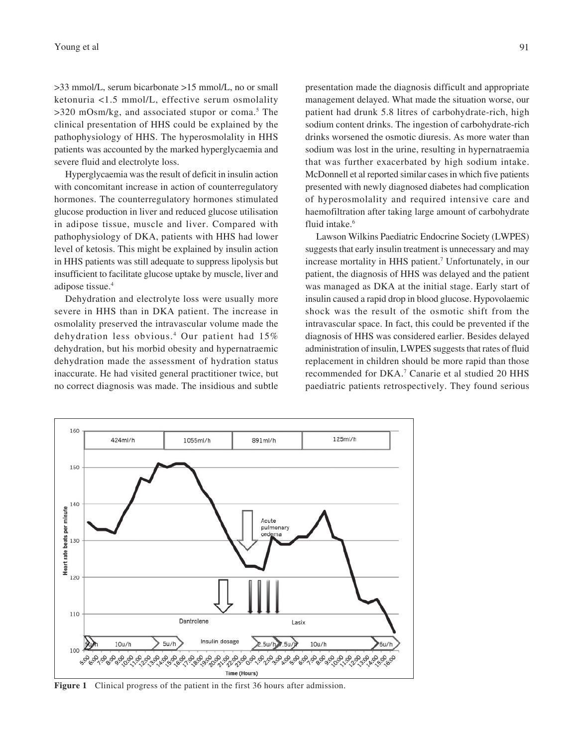>33 mmol/L, serum bicarbonate >15 mmol/L, no or small ketonuria <1.5 mmol/L, effective serum osmolality >320 mOsm/kg, and associated stupor or coma.[5] The clinical presentation of HHS could be explained by the pathophysiology of HHS. The hyperosmolality in HHS patients was accounted by the marked hyperglycaemia and severe fluid and electrolyte loss.

Hyperglycaemia was the result of deficit in insulin action with concomitant increase in action of counterregulatory hormones. The counterregulatory hormones stimulated glucose production in liver and reduced glucose utilisation in adipose tissue, muscle and liver. Compared with pathophysiology of DKA, patients with HHS had lower level of ketosis. This might be explained by insulin action in HHS patients was still adequate to suppress lipolysis but insufficient to facilitate glucose uptake by muscle, liver and adipose tissue.[4]

Dehydration and electrolyte loss were usually more severe in HHS than in DKA patient. The increase in osmolality preserved the intravascular volume made the dehydration less obvious.[4] Our patient had 15% dehydration, but his morbid obesity and hypernatraemic dehydration made the assessment of hydration status inaccurate. He had visited general practitioner twice, but no correct diagnosis was made. The insidious and subtle presentation made the diagnosis difficult and appropriate management delayed. What made the situation worse, our patient had drunk 5.8 litres of carbohydrate-rich, high sodium content drinks. The ingestion of carbohydrate-rich drinks worsened the osmotic diuresis. As more water than sodium was lost in the urine, resulting in hypernatraemia that was further exacerbated by high sodium intake. McDonnell et al reported similar cases in which five patients presented with newly diagnosed diabetes had complication of hyperosmolality and required intensive care and haemofiltration after taking large amount of carbohydrate fluid intake.[6]

Lawson Wilkins Paediatric Endocrine Society (LWPES) suggests that early insulin treatment is unnecessary and may increase mortality in HHS patient.[7] Unfortunately, in our patient, the diagnosis of HHS was delayed and the patient was managed as DKA at the initial stage. Early start of insulin caused a rapid drop in blood glucose. Hypovolaemic shock was the result of the osmotic shift from the intravascular space. In fact, this could be prevented if the diagnosis of HHS was considered earlier. Besides delayed administration of insulin, LWPES suggests that rates of fluid replacement in children should be more rapid than those recommended for DKA.[7] Canarie et al studied 20 HHS paediatric patients retrospectively. They found serious

**Figure 1** Clinical progress of the patient in the first 36 hours after admission.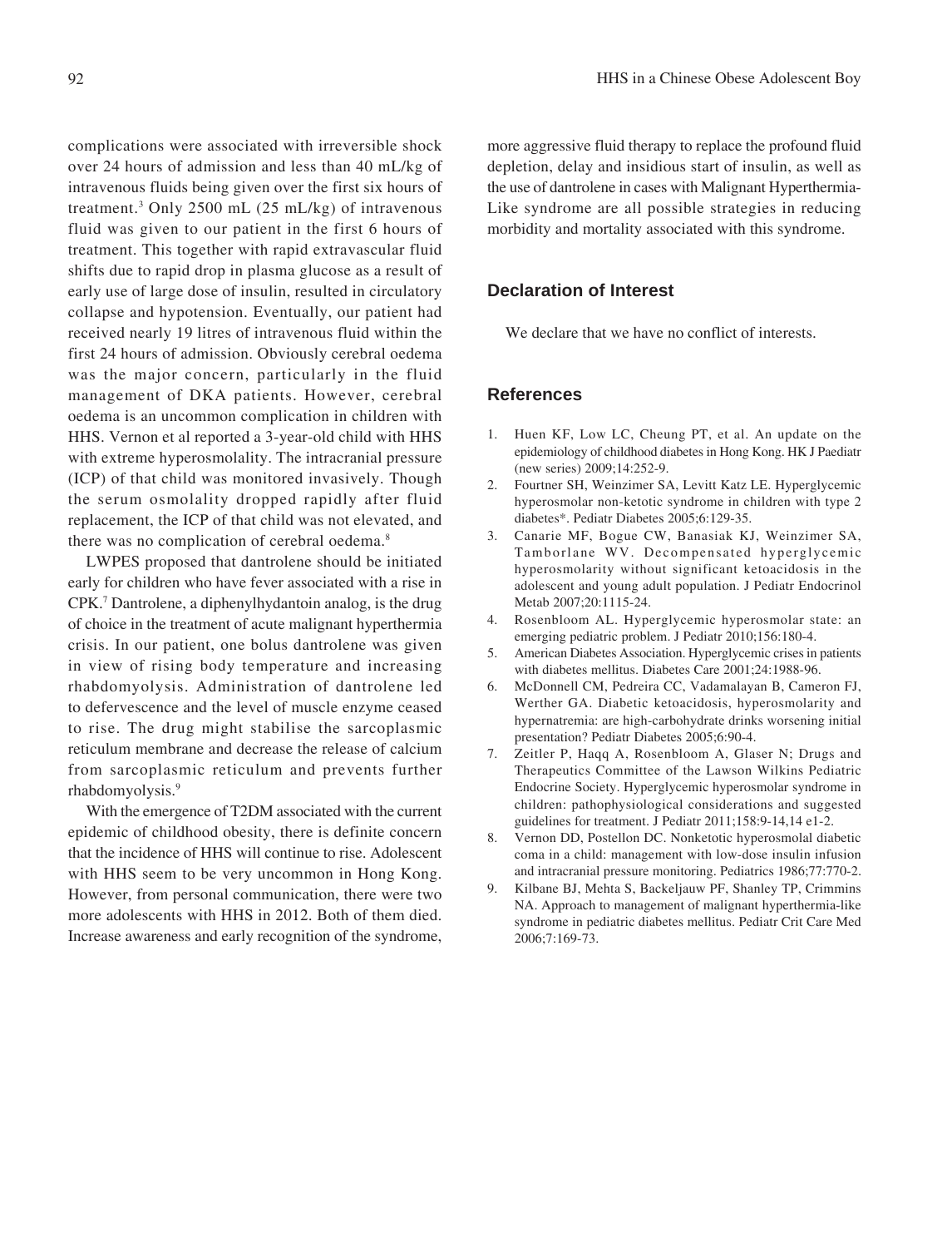complications were associated with irreversible shock over 24 hours of admission and less than 40 mL/kg of intravenous fluids being given over the first six hours of treatment.[3] Only 2500 mL (25 mL/kg) of intravenous fluid was given to our patient in the first 6 hours of treatment. This together with rapid extravascular fluid shifts due to rapid drop in plasma glucose as a result of early use of large dose of insulin, resulted in circulatory collapse and hypotension. Eventually, our patient had received nearly 19 litres of intravenous fluid within the first 24 hours of admission. Obviously cerebral oedema was the major concern, particularly in the fluid management of DKA patients. However, cerebral oedema is an uncommon complication in children with HHS. Vernon et al reported a 3-year-old child with HHS with extreme hyperosmolality. The intracranial pressure (ICP) of that child was monitored invasively. Though the serum osmolality dropped rapidly after fluid replacement, the ICP of that child was not elevated, and there was no complication of cerebral oedema.[8]

LWPES proposed that dantrolene should be initiated early for children who have fever associated with a rise in CPK.[7] Dantrolene, a diphenylhydantoin analog, is the drug of choice in the treatment of acute malignant hyperthermia crisis. In our patient, one bolus dantrolene was given in view of rising body temperature and increasing rhabdomyolysis. Administration of dantrolene led to defervescence and the level of muscle enzyme ceased to rise. The drug might stabilise the sarcoplasmic reticulum membrane and decrease the release of calcium from sarcoplasmic reticulum and prevents further rhabdomyolysis.[9]

With the emergence of T2DM associated with the current epidemic of childhood obesity, there is definite concern that the incidence of HHS will continue to rise. Adolescent with HHS seem to be very uncommon in Hong Kong. However, from personal communication, there were two more adolescents with HHS in 2012. Both of them died. Increase awareness and early recognition of the syndrome, more aggressive fluid therapy to replace the profound fluid depletion, delay and insidious start of insulin, as well as the use of dantrolene in cases with Malignant Hyperthermia-Like syndrome are all possible strategies in reducing morbidity and mortality associated with this syndrome.

## Declaration of Interest

We declare that we have no conflict of interests.

## References

1. Huen KF, Low LC, Cheung PT, et al. An update on the epidemiology of childhood diabetes in Hong Kong. HK J Paediatr (new series) 2009;14:252-9.
2. Fourtner SH, Weinzimer SA, Levitt Katz LE. Hyperglycemic hyperosmolar non-ketotic syndrome in children with type 2 diabetes*. Pediatr Diabetes 2005;6:129-35.
3. Canarie MF, Bogue CW, Banasiak KJ, Weinzimer SA, Tamborlane WV. Decompensated hyperglycemic hyperosmolarity without significant ketoacidosis in the adolescent and young adult population. J Pediatr Endocrinol Metab 2007;20:1115-24.
4. Rosenbloom AL. Hyperglycemic hyperosmolar state: an emerging pediatric problem. J Pediatr 2010;156:180-4.
5. American Diabetes Association. Hyperglycemic crises in patients with diabetes mellitus. Diabetes Care 2001;24:1988-96.
6. McDonnell CM, Pedreira CC, Vadamalayan B, Cameron FJ, Werther GA. Diabetic ketoacidosis, hyperosmolarity and hypernatremia: are high-carbohydrate drinks worsening initial presentation? Pediatr Diabetes 2005;6:90-4.
7. Zeitler P, Haqq A, Rosenbloom A, Glaser N; Drugs and Therapeutics Committee of the Lawson Wilkins Pediatric Endocrine Society. Hyperglycemic hyperosmolar syndrome in children: pathophysiological considerations and suggested guidelines for treatment. J Pediatr 2011;158:9-14,14 e1-2.
8. Vernon DD, Postellon DC. Nonketotic hyperosmolal diabetic coma in a child: management with low-dose insulin infusion and intracranial pressure monitoring. Pediatrics 1986;77:770-2.
9. Kilbane BJ, Mehta S, Backeljauw PF, Shanley TP, Crimmins NA. Approach to management of malignant hyperthermia-like syndrome in pediatric diabetes mellitus. Pediatr Crit Care Med 2006;7:169-73.